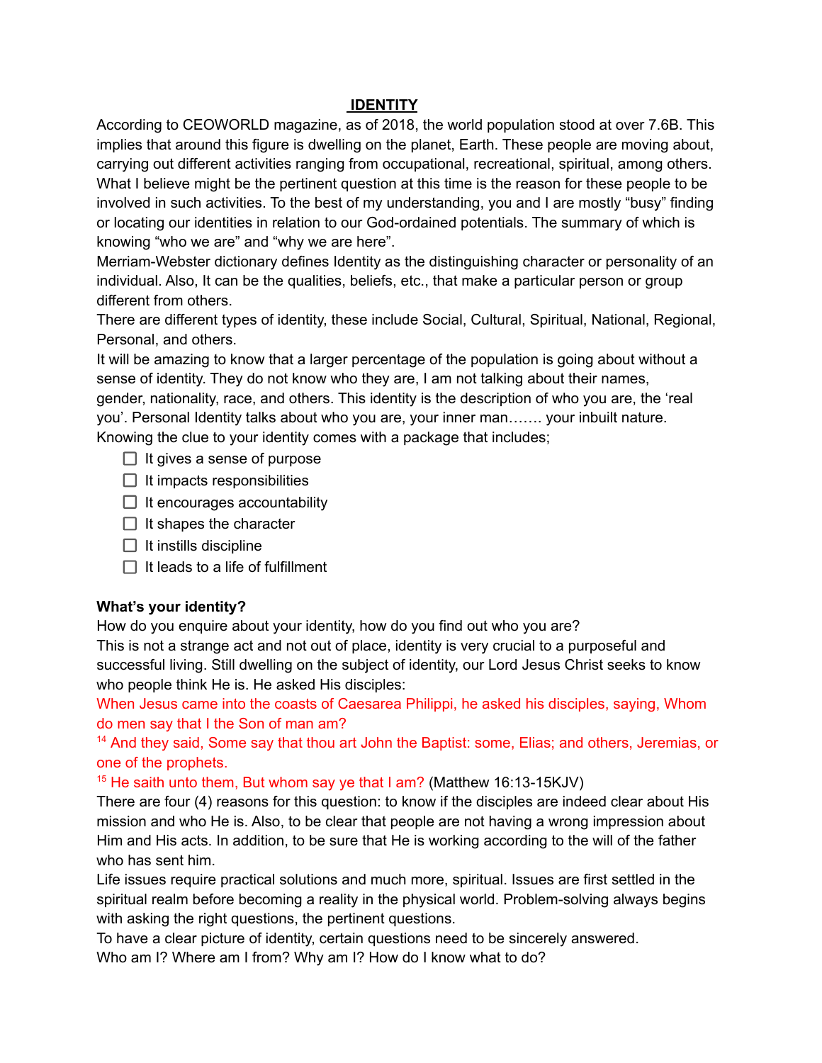# IDENTITY

According to CEOWORLD magazine, as of 2018, the world population stood at over 7.6B. This implies that around this figure is dwelling on the planet, Earth. These people are moving about, carrying out different activities ranging from occupational, recreational, spiritual, among others. What I believe might be the pertinent question at this time is the reason for these people to be involved in such activities. To the best of my understanding, you and I are mostly "busy" finding or locating our identities in relation to our God-ordained potentials. The summary of which is knowing "who we are" and "why we are here".

Merriam-Webster dictionary defines Identity as the distinguishing character or personality of an individual. Also, It can be the qualities, beliefs, etc., that make a particular person or group different from others.

There are different types of identity, these include Social, Cultural, Spiritual, National, Regional, Personal, and others.

It will be amazing to know that a larger percentage of the population is going about without a sense of identity. They do not know who they are, I am not talking about their names, gender, nationality, race, and others. This identity is the description of who you are, the 'real you'. Personal Identity talks about who you are, your inner man……. your inbuilt nature.

Knowing the clue to your identity comes with a package that includes;

- [ ] It gives a sense of purpose
- [ ] It impacts responsibilities
- [ ] It encourages accountability
- [ ] It shapes the character
- [ ] It instills discipline
- [ ] It leads to a life of fulfillment

**What's your identity?**

How do you enquire about your identity, how do you find out who you are?

This is not a strange act and not out of place, identity is very crucial to a purposeful and successful living. Still dwelling on the subject of identity, our Lord Jesus Christ seeks to know who people think He is. He asked His disciples:

When Jesus came into the coasts of Caesarea Philippi, he asked his disciples, saying, Whom do men say that I the Son of man am?

[14] And they said, Some say that thou art John the Baptist: some, Elias; and others, Jeremias, or one of the prophets.

[15] He saith unto them, But whom say ye that I am? (Matthew 16:13-15KJV)

There are four (4) reasons for this question: to know if the disciples are indeed clear about His mission and who He is. Also, to be clear that people are not having a wrong impression about Him and His acts. In addition, to be sure that He is working according to the will of the father who has sent him.

Life issues require practical solutions and much more, spiritual. Issues are first settled in the spiritual realm before becoming a reality in the physical world. Problem-solving always begins with asking the right questions, the pertinent questions.

To have a clear picture of identity, certain questions need to be sincerely answered.

Who am I? Where am I from? Why am I? How do I know what to do?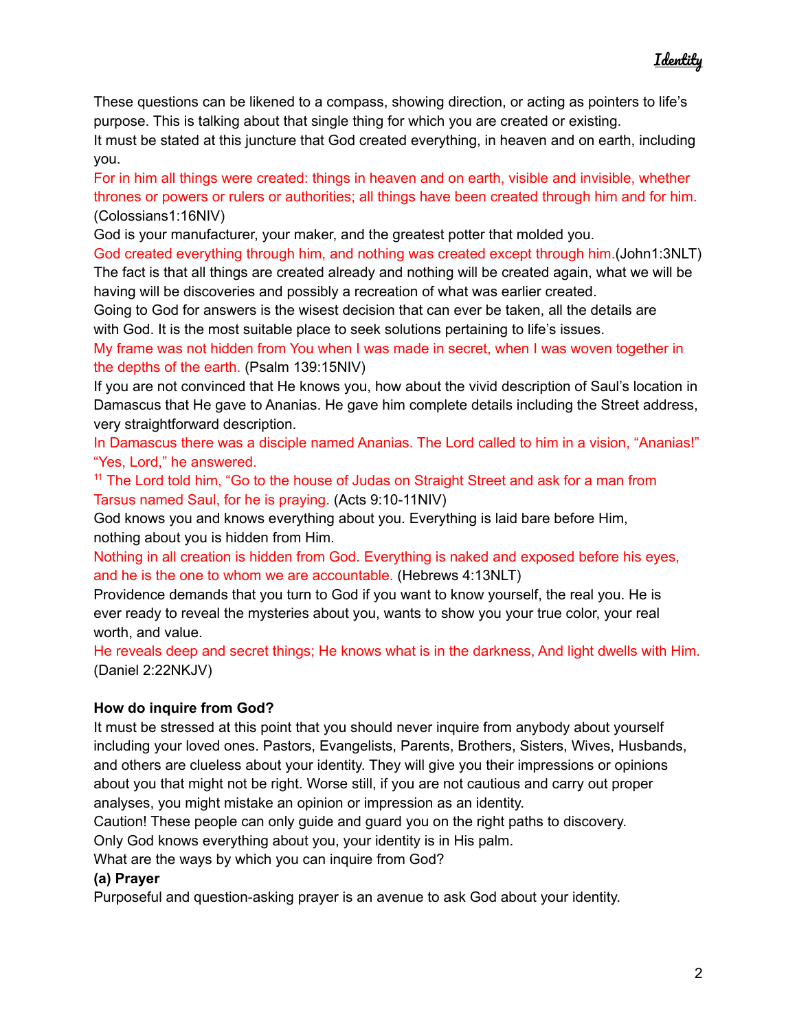These questions can be likened to a compass, showing direction, or acting as pointers to life's purpose. This is talking about that single thing for which you are created or existing.
It must be stated at this juncture that God created everything, in heaven and on earth, including you.
For in him all things were created: things in heaven and on earth, visible and invisible, whether thrones or powers or rulers or authorities; all things have been created through him and for him. (Colossians1:16NIV)
God is your manufacturer, your maker, and the greatest potter that molded you.
God created everything through him, and nothing was created except through him.(John1:3NLT)
The fact is that all things are created already and nothing will be created again, what we will be having will be discoveries and possibly a recreation of what was earlier created.
Going to God for answers is the wisest decision that can ever be taken, all the details are with God. It is the most suitable place to seek solutions pertaining to life's issues.
My frame was not hidden from You when I was made in secret, when I was woven together in the depths of the earth. (Psalm 139:15NIV)
If you are not convinced that He knows you, how about the vivid description of Saul's location in Damascus that He gave to Ananias. He gave him complete details including the Street address, very straightforward description.
In Damascus there was a disciple named Ananias. The Lord called to him in a vision, "Ananias!" "Yes, Lord," he answered.
[11] The Lord told him, "Go to the house of Judas on Straight Street and ask for a man from Tarsus named Saul, for he is praying. (Acts 9:10-11NIV)
God knows you and knows everything about you. Everything is laid bare before Him, nothing about you is hidden from Him.
Nothing in all creation is hidden from God. Everything is naked and exposed before his eyes, and he is the one to whom we are accountable. (Hebrews 4:13NLT)
Providence demands that you turn to God if you want to know yourself, the real you. He is ever ready to reveal the mysteries about you, wants to show you your true color, your real worth, and value.
He reveals deep and secret things; He knows what is in the darkness, And light dwells with Him. (Daniel 2:22NKJV)

**How do inquire from God?**

It must be stressed at this point that you should never inquire from anybody about yourself including your loved ones. Pastors, Evangelists, Parents, Brothers, Sisters, Wives, Husbands, and others are clueless about your identity. They will give you their impressions or opinions about you that might not be right. Worse still, if you are not cautious and carry out proper analyses, you might mistake an opinion or impression as an identity.
Caution! These people can only guide and guard you on the right paths to discovery.
Only God knows everything about you, your identity is in His palm.
What are the ways by which you can inquire from God?

**(a) Prayer**

Purposeful and question-asking prayer is an avenue to ask God about your identity.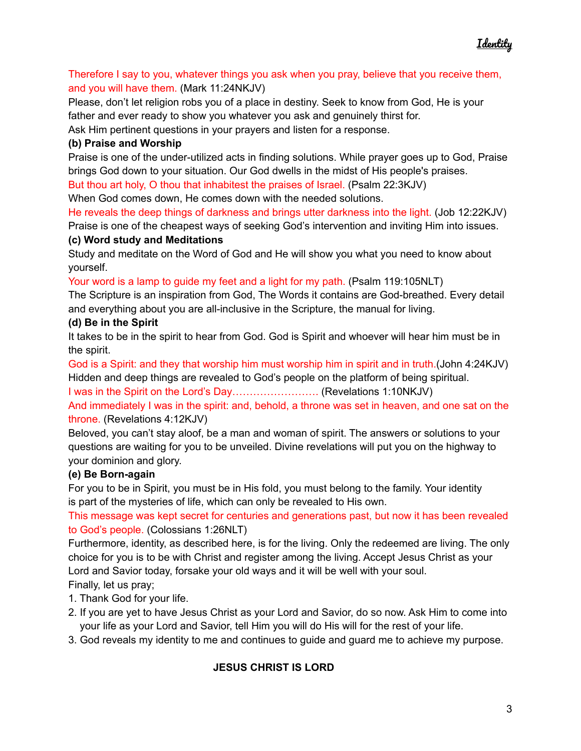Therefore I say to you, whatever things you ask when you pray, believe that you receive them, and you will have them. (Mark 11:24NKJV)

Please, don't let religion robs you of a place in destiny. Seek to know from God, He is your father and ever ready to show you whatever you ask and genuinely thirst for.

Ask Him pertinent questions in your prayers and listen for a response.

**(b) Praise and Worship**

Praise is one of the under-utilized acts in finding solutions. While prayer goes up to God, Praise brings God down to your situation. Our God dwells in the midst of His people's praises.

But thou art holy, O thou that inhabitest the praises of Israel. (Psalm 22:3KJV)

When God comes down, He comes down with the needed solutions.

He reveals the deep things of darkness and brings utter darkness into the light. (Job 12:22KJV)

Praise is one of the cheapest ways of seeking God's intervention and inviting Him into issues.

**(c) Word study and Meditations**

Study and meditate on the Word of God and He will show you what you need to know about yourself.

Your word is a lamp to guide my feet and a light for my path. (Psalm 119:105NLT)

The Scripture is an inspiration from God, The Words it contains are God-breathed. Every detail and everything about you are all-inclusive in the Scripture, the manual for living.

**(d) Be in the Spirit**

It takes to be in the spirit to hear from God. God is Spirit and whoever will hear him must be in the spirit.

God is a Spirit: and they that worship him must worship him in spirit and in truth.(John 4:24KJV)

Hidden and deep things are revealed to God's people on the platform of being spiritual.

I was in the Spirit on the Lord's Day…………………….. (Revelations 1:10NKJV)

And immediately I was in the spirit: and, behold, a throne was set in heaven, and one sat on the throne. (Revelations 4:12KJV)

Beloved, you can't stay aloof, be a man and woman of spirit. The answers or solutions to your questions are waiting for you to be unveiled. Divine revelations will put you on the highway to your dominion and glory.

**(e) Be Born-again**

For you to be in Spirit, you must be in His fold, you must belong to the family. Your identity is part of the mysteries of life, which can only be revealed to His own.

This message was kept secret for centuries and generations past, but now it has been revealed to God's people. (Colossians 1:26NLT)

Furthermore, identity, as described here, is for the living. Only the redeemed are living. The only choice for you is to be with Christ and register among the living. Accept Jesus Christ as your Lord and Savior today, forsake your old ways and it will be well with your soul.

Finally, let us pray;

1. Thank God for your life.
2. If you are yet to have Jesus Christ as your Lord and Savior, do so now. Ask Him to come into your life as your Lord and Savior, tell Him you will do His will for the rest of your life.
3. God reveals my identity to me and continues to guide and guard me to achieve my purpose.

**JESUS CHRIST IS LORD**